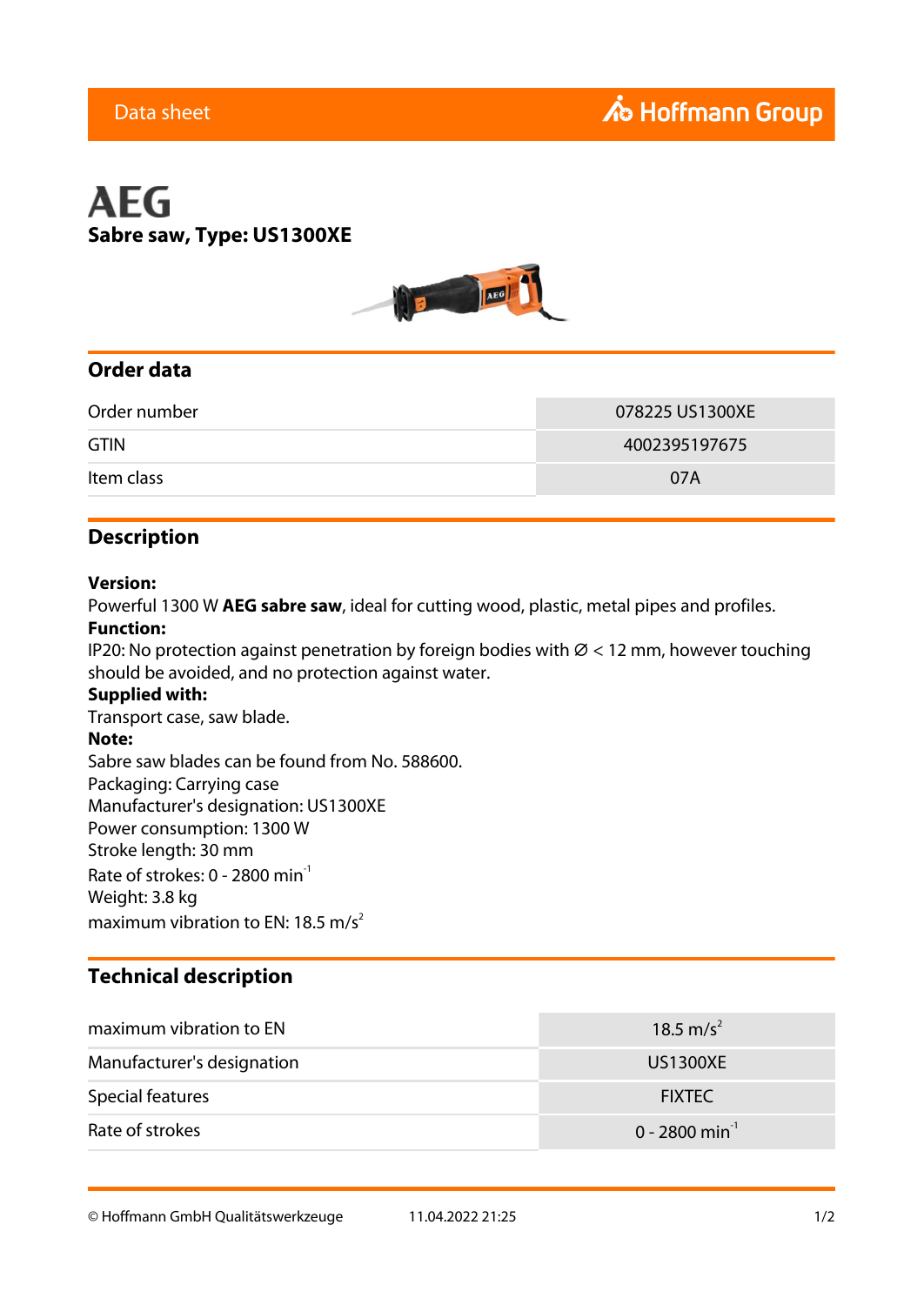Data sheet

Hoffmann Group

# AEG

## Sabre saw, Type: US1300XE

## Order data

| | |
|---|---|
| Order number | 078225 US1300XE |
| GTIN | 4002395197675 |
| Item class | 07A |

## Description

**Version:**
Powerful 1300 W **AEG sabre saw**, ideal for cutting wood, plastic, metal pipes and profiles.
**Function:**
IP20: No protection against penetration by foreign bodies with Ø < 12 mm, however touching should be avoided, and no protection against water.
**Supplied with:**
Transport case, saw blade.
**Note:**
Sabre saw blades can be found from No. 588600.
Packaging: Carrying case
Manufacturer's designation: US1300XE
Power consumption: 1300 W
Stroke length: 30 mm
Rate of strokes: 0 - 2800 $min^{-1}$
Weight: 3.8 kg
maximum vibration to EN: 18.5 $m/s^2$

## Technical description

| | |
|---|---|
| maximum vibration to EN | 18.5 $m/s^2$ |
| Manufacturer's designation | US1300XE |
| Special features | FIXTEC |
| Rate of strokes | 0 - 2800 $min^{-1}$ |

© Hoffmann GmbH Qualitätswerkzeuge 11.04.2022 21:25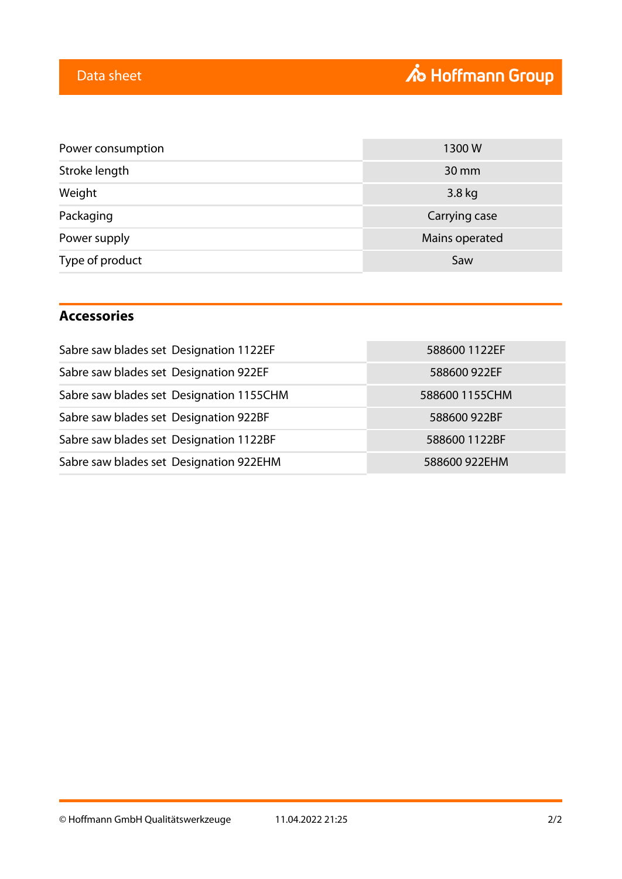| | |
|---|---|
| Power consumption | 1300 W |
| Stroke length | 30 mm |
| Weight | 3.8 kg |
| Packaging | Carrying case |
| Power supply | Mains operated |
| Type of product | Saw |

## Accessories

| | |
|---|---|
| Sabre saw blades set Designation 1122EF | 588600 1122EF |
| Sabre saw blades set Designation 922EF | 588600 922EF |
| Sabre saw blades set Designation 1155CHM | 588600 1155CHM |
| Sabre saw blades set Designation 922BF | 588600 922BF |
| Sabre saw blades set Designation 1122BF | 588600 1122BF |
| Sabre saw blades set Designation 922EHM | 588600 922EHM |